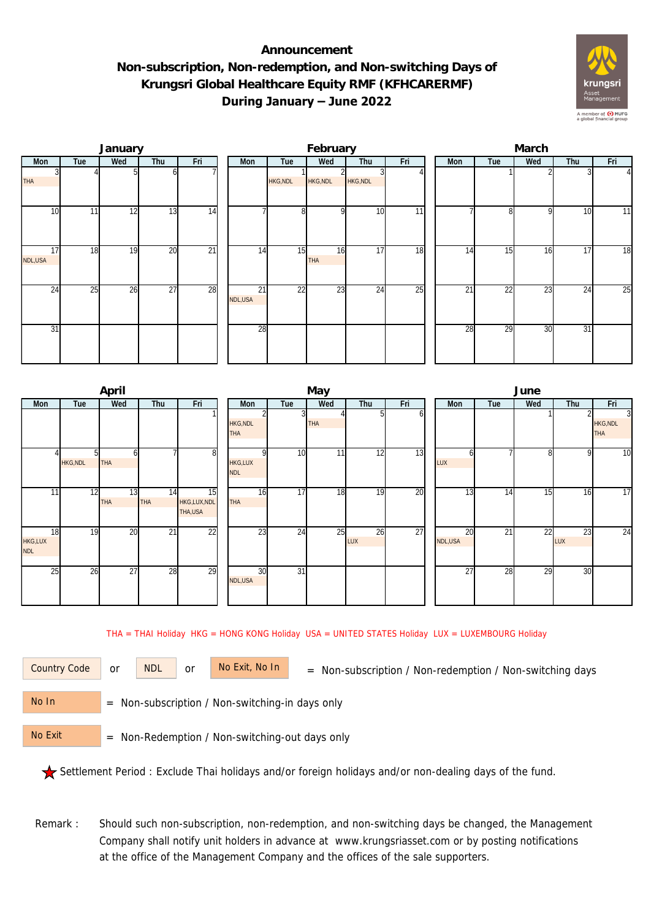# Announcement
## Non-subscription, Non-redemption, and Non-switching Days of Krungsri Global Healthcare Equity RMF (KFHCARERMF) During January – June 2022

### January

| Mon | Tue | Wed | Thu | Fri |
|---|---|---|---|---|
| 3 THA | 4 | 5 | 6 | 7 |
| 10 | 11 | 12 | 13 | 14 |
| 17 NDL,USA | 18 | 19 | 20 | 21 |
| 24 | 25 | 26 | 27 | 28 |
| 31 | | | | |

### February

| Mon | Tue | Wed | Thu | Fri |
|---|---|---|---|---|
| | 1 HKG,NDL | 2 HKG,NDL | 3 HKG,NDL | 4 |
| 7 | 8 | 9 | 10 | 11 |
| 14 | 15 | 16 THA | 17 | 18 |
| 21 NDL,USA | 22 | 23 | 24 | 25 |
| 28 | | | | |

### March

| Mon | Tue | Wed | Thu | Fri |
|---|---|---|---|---|
| | 1 | 2 | 3 | 4 |
| 7 | 8 | 9 | 10 | 11 |
| 14 | 15 | 16 | 17 | 18 |
| 21 | 22 | 23 | 24 | 25 |
| 28 | 29 | 30 | 31 | |

### April

| Mon | Tue | Wed | Thu | Fri |
|---|---|---|---|---|
| | | | | 1 |
| 4 | 5 HKG,NDL | 6 THA | 7 | 8 |
| 11 | 12 | 13 THA | 14 THA | 15 HKG,LUX,NDL THA,USA |
| 18 HKG,LUX NDL | 19 | 20 | 21 | 22 |
| 25 | 26 | 27 | 28 | 29 |

### May

| Mon | Tue | Wed | Thu | Fri |
|---|---|---|---|---|
| 2 HKG,NDL THA | 3 | 4 THA | 5 | 6 |
| 9 HKG,LUX NDL | 10 | 11 | 12 | 13 |
| 16 THA | 17 | 18 | 19 | 20 |
| 23 | 24 | 25 | 26 LUX | 27 |
| 30 NDL,USA | 31 | | | |

### June

| Mon | Tue | Wed | Thu | Fri |
|---|---|---|---|---|
| | | 1 | 2 | 3 HKG,NDL THA |
| 6 LUX | 7 | 8 | 9 | 10 |
| 13 | 14 | 15 | 16 | 17 |
| 20 NDL,USA | 21 | 22 | 23 LUX | 24 |
| 27 | 28 | 29 | 30 | |

THA = THAI Holiday HKG = HONG KONG Holiday USA = UNITED STATES Holiday LUX = LUXEMBOURG Holiday

Country Code or NDL or No Exit, No In = Non-subscription / Non-redemption / Non-switching days

No In = Non-subscription / Non-switching-in days only

No Exit = Non-Redemption / Non-switching-out days only

★ Settlement Period : Exclude Thai holidays and/or foreign holidays and/or non-dealing days of the fund.

Remark : Should such non-subscription, non-redemption, and non-switching days be changed, the Management Company shall notify unit holders in advance at www.krungsriasset.com or by posting notifications at the office of the Management Company and the offices of the sale supporters.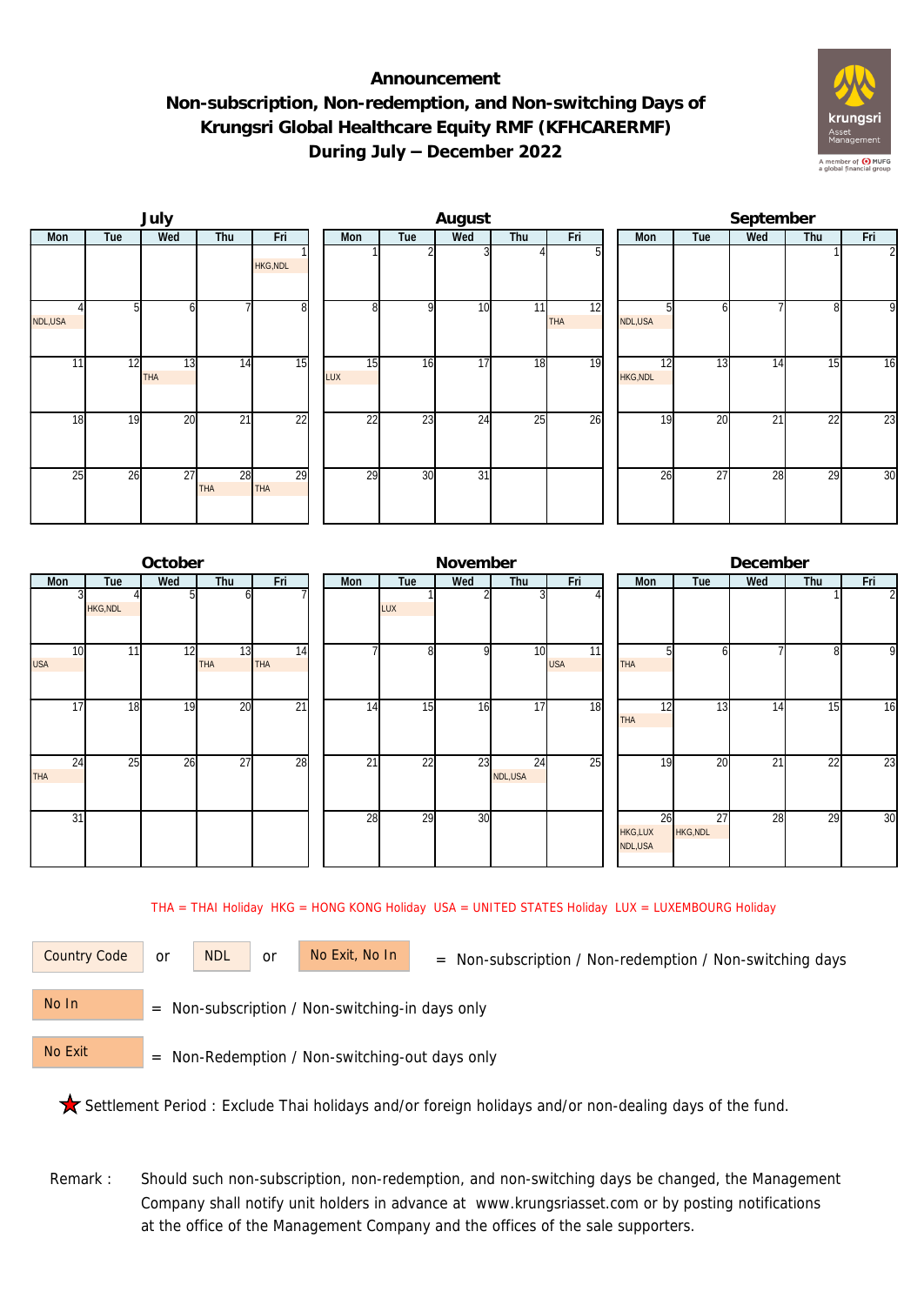# Announcement

## Non-subscription, Non-redemption, and Non-switching Days of Krungsri Global Healthcare Equity RMF (KFHCARERMF) During July – December 2022

### July

| Mon | Tue | Wed | Thu | Fri |
|---|---|---|---|---|
| | | | | 1 HKG,NDL |
| 4 NDL,USA | 5 | 6 | 7 | 8 |
| 11 | 12 | 13 THA | 14 | 15 |
| 18 | 19 | 20 | 21 | 22 |
| 25 | 26 | 27 | 28 THA | 29 THA |

### August

| Mon | Tue | Wed | Thu | Fri |
|---|---|---|---|---|
| 1 | 2 | 3 | 4 | 5 |
| 8 | 9 | 10 | 11 | 12 THA |
| 15 LUX | 16 | 17 | 18 | 19 |
| 22 | 23 | 24 | 25 | 26 |
| 29 | 30 | 31 | | |

### September

| Mon | Tue | Wed | Thu | Fri |
|---|---|---|---|---|
| | | | 1 | 2 |
| 5 NDL,USA | 6 | 7 | 8 | 9 |
| 12 HKG,NDL | 13 | 14 | 15 | 16 |
| 19 | 20 | 21 | 22 | 23 |
| 26 | 27 | 28 | 29 | 30 |

### October

| Mon | Tue | Wed | Thu | Fri |
|---|---|---|---|---|
| 3 | 4 HKG,NDL | 5 | 6 | 7 |
| 10 USA | 11 | 12 | 13 THA | 14 THA |
| 17 | 18 | 19 | 20 | 21 |
| 24 THA | 25 | 26 | 27 | 28 |
| 31 | | | | |

### November

| Mon | Tue | Wed | Thu | Fri |
|---|---|---|---|---|
| | 1 LUX | 2 | 3 | 4 |
| 7 | 8 | 9 | 10 | 11 USA |
| 14 | 15 | 16 | 17 | 18 |
| 21 | 22 | 23 | 24 NDL,USA | 25 |
| 28 | 29 | 30 | | |

### December

| Mon | Tue | Wed | Thu | Fri |
|---|---|---|---|---|
| | | | 1 | 2 |
| 5 THA | 6 | 7 | 8 | 9 |
| 12 THA | 13 | 14 | 15 | 16 |
| 19 | 20 | 21 | 22 | 23 |
| 26 HKG,LUX NDL,USA | 27 HKG,NDL | 28 | 29 | 30 |

THA = THAI Holiday HKG = HONG KONG Holiday USA = UNITED STATES Holiday LUX = LUXEMBOURG Holiday

Country Code or NDL or No Exit, No In = Non-subscription / Non-redemption / Non-switching days

No In = Non-subscription / Non-switching-in days only

No Exit = Non-Redemption / Non-switching-out days only

★ Settlement Period : Exclude Thai holidays and/or foreign holidays and/or non-dealing days of the fund.

Remark : Should such non-subscription, non-redemption, and non-switching days be changed, the Management Company shall notify unit holders in advance at www.krungsriasset.com or by posting notifications at the office of the Management Company and the offices of the sale supporters.